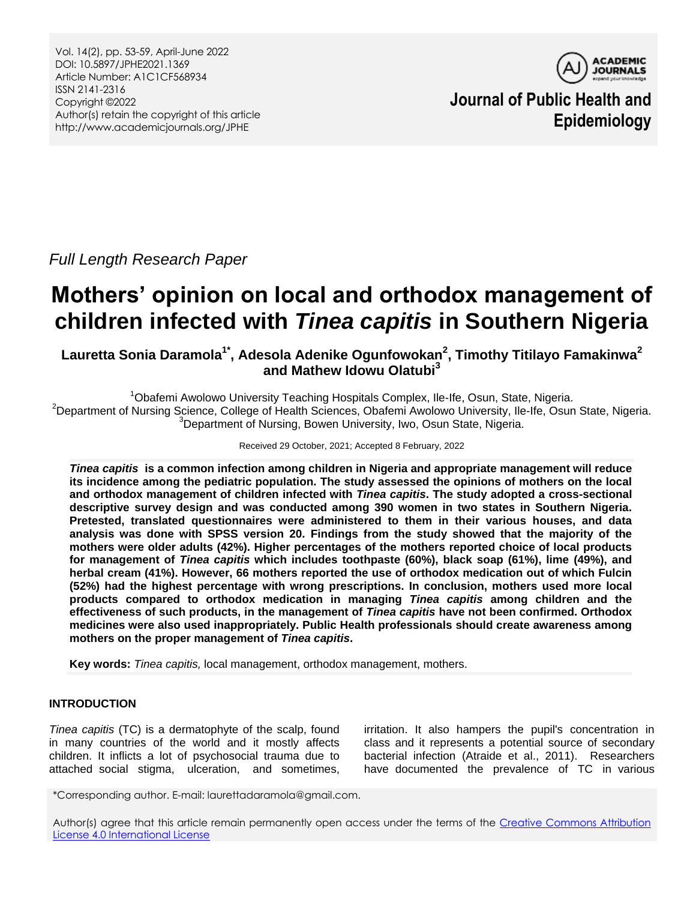*Full Length Research Paper*

# Mothers' opinion on local and orthodox management of children infected with *Tinea capitis* in Southern Nigeria

**Lauretta Sonia Daramola[1*], Adesola Adenike Ogunfowokan[2], Timothy Titilayo Famakinwa[2] and Mathew Idowu Olatubi[3]**

[1]Obafemi Awolowo University Teaching Hospitals Complex, Ile-Ife, Osun, State, Nigeria.
[2]Department of Nursing Science, College of Health Sciences, Obafemi Awolowo University, Ile-Ife, Osun State, Nigeria.
[3]Department of Nursing, Bowen University, Iwo, Osun State, Nigeria.

Received 29 October, 2021; Accepted 8 February, 2022

***Tinea capitis* is a common infection among children in Nigeria and appropriate management will reduce its incidence among the pediatric population. The study assessed the opinions of mothers on the local and orthodox management of children infected with *Tinea capitis*. The study adopted a cross-sectional descriptive survey design and was conducted among 390 women in two states in Southern Nigeria. Pretested, translated questionnaires were administered to them in their various houses, and data analysis was done with SPSS version 20. Findings from the study showed that the majority of the mothers were older adults (42%). Higher percentages of the mothers reported choice of local products for management of *Tinea capitis* which includes toothpaste (60%), black soap (61%), lime (49%), and herbal cream (41%). However, 66 mothers reported the use of orthodox medication out of which Fulcin (52%) had the highest percentage with wrong prescriptions. In conclusion, mothers used more local products compared to orthodox medication in managing *Tinea capitis* among children and the effectiveness of such products, in the management of *Tinea capitis* have not been confirmed. Orthodox medicines were also used inappropriately. Public Health professionals should create awareness among mothers on the proper management of *Tinea capitis*.**

**Key words:** *Tinea capitis,* local management, orthodox management, mothers.

## INTRODUCTION

*Tinea capitis* (TC) is a dermatophyte of the scalp, found in many countries of the world and it mostly affects children. It inflicts a lot of psychosocial trauma due to attached social stigma, ulceration, and sometimes, irritation. It also hampers the pupil's concentration in class and it represents a potential source of secondary bacterial infection (Atraide et al., 2011). Researchers have documented the prevalence of TC in various

*Corresponding author. E-mail: laurettadaramola@gmail.com.

Author(s) agree that this article remain permanently open access under the terms of the Creative Commons Attribution License 4.0 International License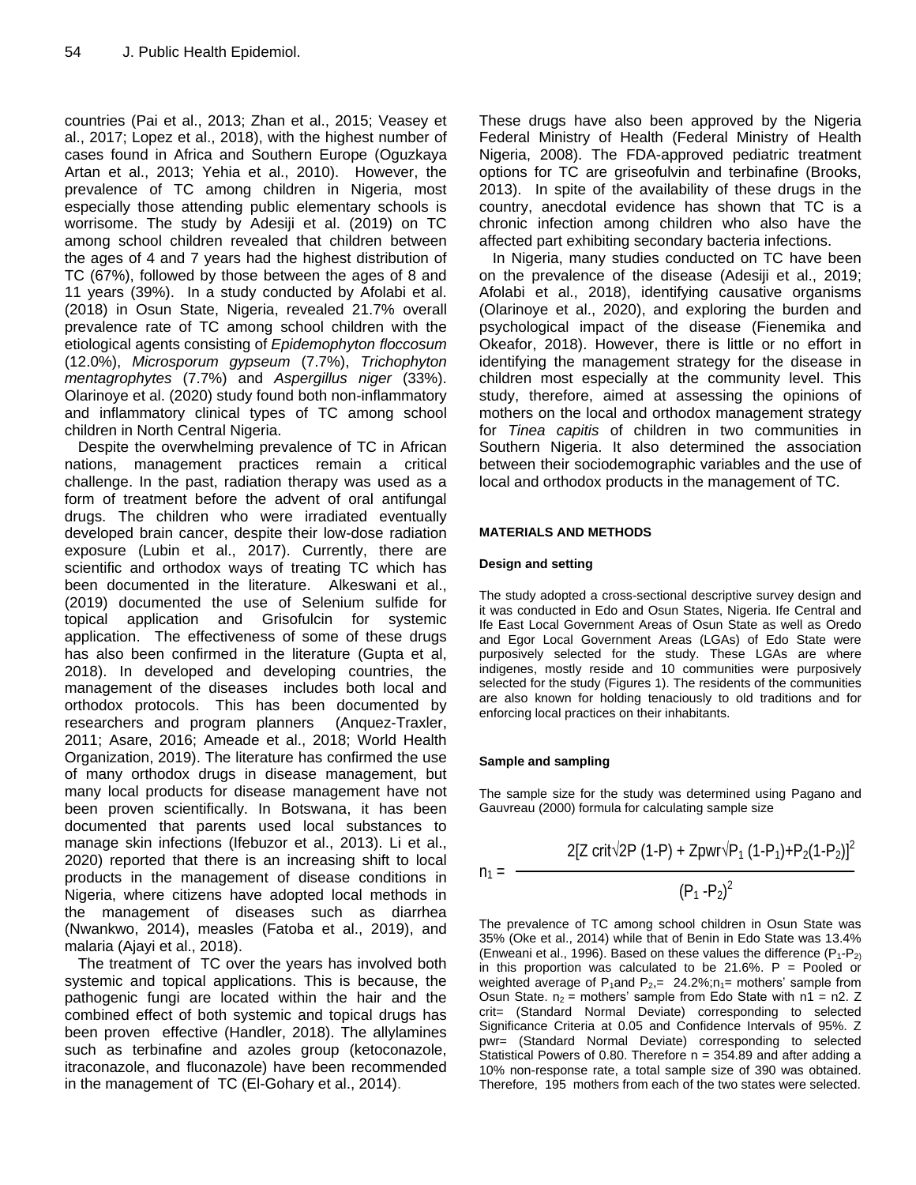countries (Pai et al., 2013; Zhan et al., 2015; Veasey et al., 2017; Lopez et al., 2018), with the highest number of cases found in Africa and Southern Europe (Oguzkaya Artan et al., 2013; Yehia et al., 2010). However, the prevalence of TC among children in Nigeria, most especially those attending public elementary schools is worrisome. The study by Adesiji et al. (2019) on TC among school children revealed that children between the ages of 4 and 7 years had the highest distribution of TC (67%), followed by those between the ages of 8 and 11 years (39%). In a study conducted by Afolabi et al. (2018) in Osun State, Nigeria, revealed 21.7% overall prevalence rate of TC among school children with the etiological agents consisting of *Epidemophyton floccosum* (12.0%), *Microsporum gypseum* (7.7%), *Trichophyton mentagrophytes* (7.7%) and *Aspergillus niger* (33%). Olarinoye et al. (2020) study found both non-inflammatory and inflammatory clinical types of TC among school children in North Central Nigeria.

Despite the overwhelming prevalence of TC in African nations, management practices remain a critical challenge. In the past, radiation therapy was used as a form of treatment before the advent of oral antifungal drugs. The children who were irradiated eventually developed brain cancer, despite their low-dose radiation exposure (Lubin et al., 2017). Currently, there are scientific and orthodox ways of treating TC which has been documented in the literature. Alkeswani et al., (2019) documented the use of Selenium sulfide for topical application and Grisofulcin for systemic application. The effectiveness of some of these drugs has also been confirmed in the literature (Gupta et al, 2018). In developed and developing countries, the management of the diseases includes both local and orthodox protocols. This has been documented by researchers and program planners (Anquez-Traxler, 2011; Asare, 2016; Ameade et al., 2018; World Health Organization, 2019). The literature has confirmed the use of many orthodox drugs in disease management, but many local products for disease management have not been proven scientifically. In Botswana, it has been documented that parents used local substances to manage skin infections (Ifebuzor et al., 2013). Li et al., 2020) reported that there is an increasing shift to local products in the management of disease conditions in Nigeria, where citizens have adopted local methods in the management of diseases such as diarrhea (Nwankwo, 2014), measles (Fatoba et al., 2019), and malaria (Ajayi et al., 2018).

The treatment of TC over the years has involved both systemic and topical applications. This is because, the pathogenic fungi are located within the hair and the combined effect of both systemic and topical drugs has been proven effective (Handler, 2018). The allylamines such as terbinafine and azoles group (ketoconazole, itraconazole, and fluconazole) have been recommended in the management of TC (El-Gohary et al., 2014). These drugs have also been approved by the Nigeria Federal Ministry of Health (Federal Ministry of Health Nigeria, 2008). The FDA-approved pediatric treatment options for TC are griseofulvin and terbinafine (Brooks, 2013). In spite of the availability of these drugs in the country, anecdotal evidence has shown that TC is a chronic infection among children who also have the affected part exhibiting secondary bacteria infections.

In Nigeria, many studies conducted on TC have been on the prevalence of the disease (Adesiji et al., 2019; Afolabi et al., 2018), identifying causative organisms (Olarinoye et al., 2020), and exploring the burden and psychological impact of the disease (Fienemika and Okeafor, 2018). However, there is little or no effort in identifying the management strategy for the disease in children most especially at the community level. This study, therefore, aimed at assessing the opinions of mothers on the local and orthodox management strategy for *Tinea capitis* of children in two communities in Southern Nigeria. It also determined the association between their sociodemographic variables and the use of local and orthodox products in the management of TC.

## MATERIALS AND METHODS

### Design and setting

The study adopted a cross-sectional descriptive survey design and it was conducted in Edo and Osun States, Nigeria. Ife Central and Ife East Local Government Areas of Osun State as well as Oredo and Egor Local Government Areas (LGAs) of Edo State were purposively selected for the study. These LGAs are where indigenes, mostly reside and 10 communities were purposively selected for the study (Figures 1). The residents of the communities are also known for holding tenaciously to old traditions and for enforcing local practices on their inhabitants.

### Sample and sampling

The sample size for the study was determined using Pagano and Gauvreau (2000) formula for calculating sample size

$$n_1 = \frac{2[Z\,crit\sqrt{2P\,(1-P)} + Zpwr\sqrt{P_1\,(1-P_1)+P_2(1-P_2)}]^2}{(P_1 - P_2)^2}$$

The prevalence of TC among school children in Osun State was 35% (Oke et al., 2014) while that of Benin in Edo State was 13.4% (Enweani et al., 1996). Based on these values the difference ($P_1$-$P_2$) in this proportion was calculated to be 21.6%. P = Pooled or weighted average of $P_1$ and $P_2$,= 24.2%; $n_1$= mothers' sample from Osun State. $n_2$ = mothers' sample from Edo State with n1 = n2. Z crit= (Standard Normal Deviate) corresponding to selected Significance Criteria at 0.05 and Confidence Intervals of 95%. Z pwr= (Standard Normal Deviate) corresponding to selected Statistical Powers of 0.80. Therefore n = 354.89 and after adding a 10% non-response rate, a total sample size of 390 was obtained. Therefore, 195 mothers from each of the two states were selected.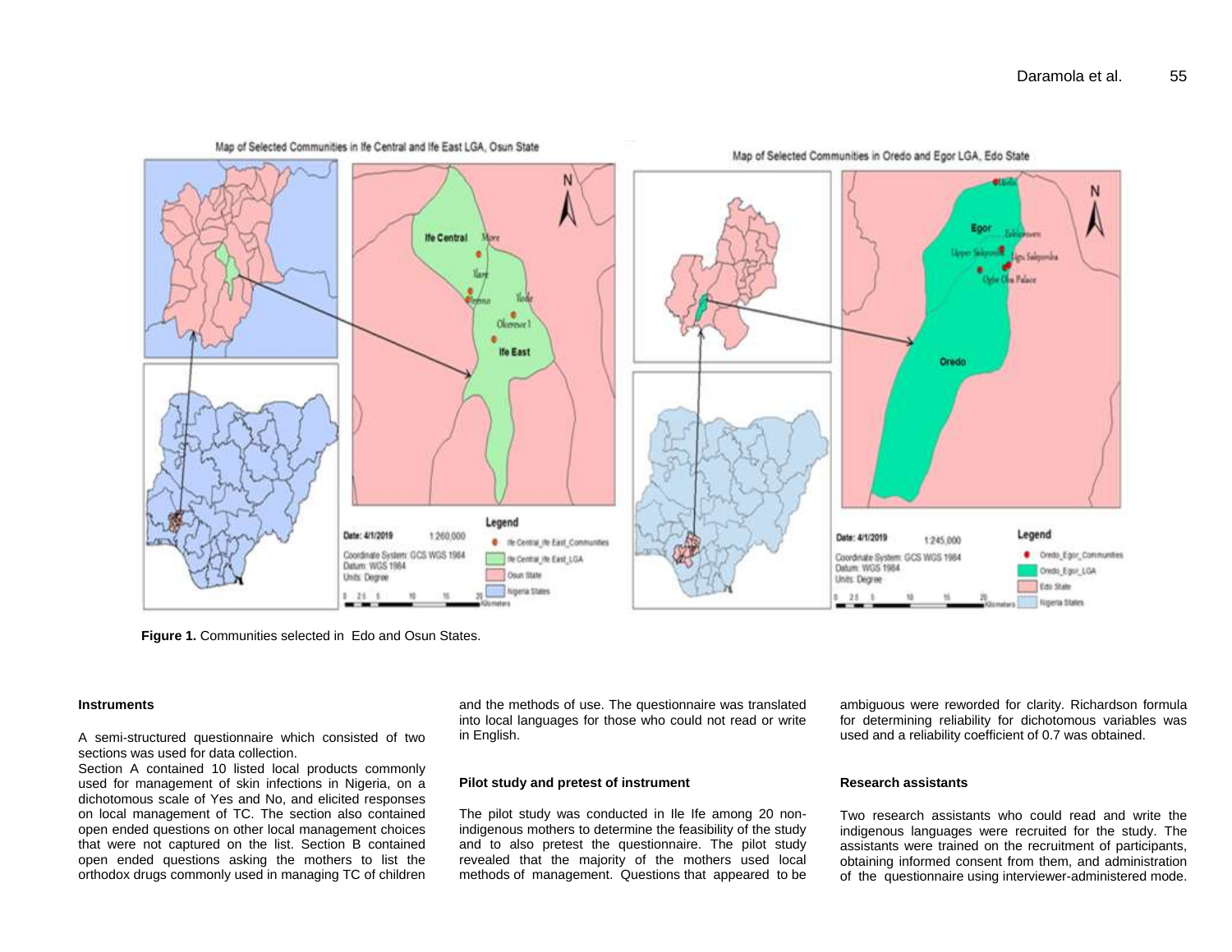Figure 1. Communities selected in Edo and Osun States.

### Instruments

A semi-structured questionnaire which consisted of two sections was used for data collection.

Section A contained 10 listed local products commonly used for management of skin infections in Nigeria, on a dichotomous scale of Yes and No, and elicited responses on local management of TC. The section also contained open ended questions on other local management choices that were not captured on the list. Section B contained open ended questions asking the mothers to list the orthodox drugs commonly used in managing TC of children and the methods of use. The questionnaire was translated into local languages for those who could not read or write in English.

### Pilot study and pretest of instrument

The pilot study was conducted in Ile Ife among 20 non-indigenous mothers to determine the feasibility of the study and to also pretest the questionnaire. The pilot study revealed that the majority of the mothers used local methods of management. Questions that appeared to be ambiguous were reworded for clarity. Richardson formula for determining reliability for dichotomous variables was used and a reliability coefficient of 0.7 was obtained.

### Research assistants

Two research assistants who could read and write the indigenous languages were recruited for the study. The assistants were trained on the recruitment of participants, obtaining informed consent from them, and administration of the questionnaire using interviewer-administered mode.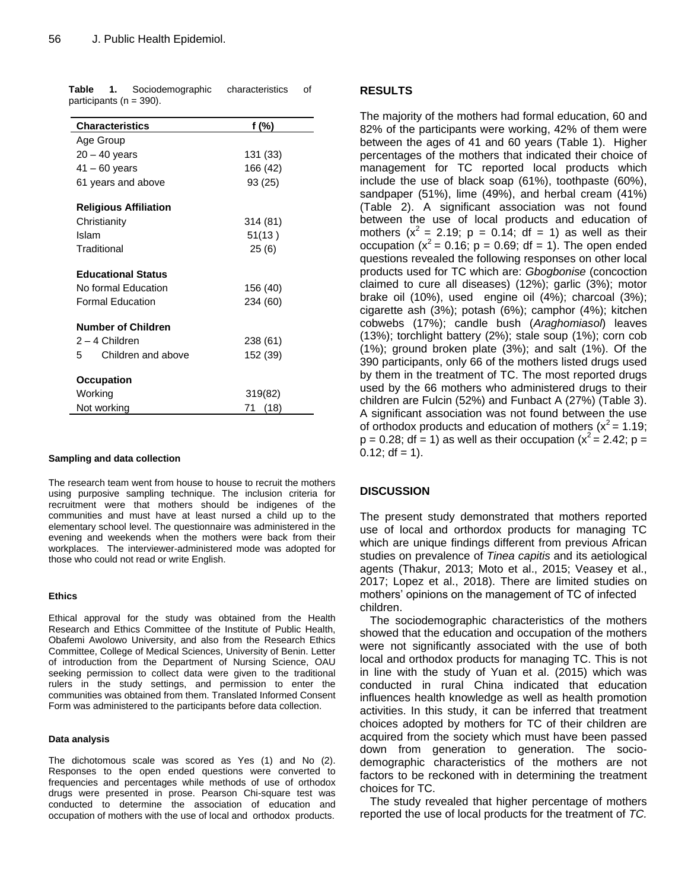**Table 1.** Sociodemographic characteristics of participants (n = 390).

| Characteristics | f (%) |
|---|---|
| Age Group | |
| 20 – 40 years | 131 (33) |
| 41 – 60 years | 166 (42) |
| 61 years and above | 93 (25) |
| **Religious Affiliation** | |
| Christianity | 314 (81) |
| Islam | 51(13 ) |
| Traditional | 25 (6) |
| **Educational Status** | |
| No formal Education | 156 (40) |
| Formal Education | 234 (60) |
| **Number of Children** | |
| 2 – 4 Children | 238 (61) |
| 5 Children and above | 152 (39) |
| **Occupation** | |
| Working | 319(82) |
| Not working | 71 (18) |

#### Sampling and data collection

The research team went from house to house to recruit the mothers using purposive sampling technique. The inclusion criteria for recruitment were that mothers should be indigenes of the communities and must have at least nursed a child up to the elementary school level. The questionnaire was administered in the evening and weekends when the mothers were back from their workplaces. The interviewer-administered mode was adopted for those who could not read or write English.

#### Ethics

Ethical approval for the study was obtained from the Health Research and Ethics Committee of the Institute of Public Health, Obafemi Awolowo University, and also from the Research Ethics Committee, College of Medical Sciences, University of Benin. Letter of introduction from the Department of Nursing Science, OAU seeking permission to collect data were given to the traditional rulers in the study settings, and permission to enter the communities was obtained from them. Translated Informed Consent Form was administered to the participants before data collection.

#### Data analysis

The dichotomous scale was scored as Yes (1) and No (2). Responses to the open ended questions were converted to frequencies and percentages while methods of use of orthodox drugs were presented in prose. Pearson Chi-square test was conducted to determine the association of education and occupation of mothers with the use of local and orthodox products.

## RESULTS

The majority of the mothers had formal education, 60 and 82% of the participants were working, 42% of them were between the ages of 41 and 60 years (Table 1). Higher percentages of the mothers that indicated their choice of management for TC reported local products which include the use of black soap (61%), toothpaste (60%), sandpaper (51%), lime (49%), and herbal cream (41%) (Table 2). A significant association was not found between the use of local products and education of mothers ($x^2$ = 2.19; p = 0.14; df = 1) as well as their occupation ($x^2$ = 0.16; p = 0.69; df = 1). The open ended questions revealed the following responses on other local products used for TC which are: *Gbogbonise* (concoction claimed to cure all diseases) (12%); garlic (3%); motor brake oil (10%), used engine oil (4%); charcoal (3%); cigarette ash (3%); potash (6%); camphor (4%); kitchen cobwebs (17%); candle bush (*Araghomiasol*) leaves (13%); torchlight battery (2%); stale soup (1%); corn cob (1%); ground broken plate (3%); and salt (1%). Of the 390 participants, only 66 of the mothers listed drugs used by them in the treatment of TC. The most reported drugs used by the 66 mothers who administered drugs to their children are Fulcin (52%) and Funbact A (27%) (Table 3). A significant association was not found between the use of orthodox products and education of mothers ($x^2$ = 1.19; p = 0.28; df = 1) as well as their occupation ($x^2$ = 2.42; p = 0.12; df = 1).

## DISCUSSION

The present study demonstrated that mothers reported use of local and orthordox products for managing TC which are unique findings different from previous African studies on prevalence of *Tinea capitis* and its aetiological agents (Thakur, 2013; Moto et al., 2015; Veasey et al., 2017; Lopez et al., 2018). There are limited studies on mothers' opinions on the management of TC of infected children.

The sociodemographic characteristics of the mothers showed that the education and occupation of the mothers were not significantly associated with the use of both local and orthodox products for managing TC. This is not in line with the study of Yuan et al. (2015) which was conducted in rural China indicated that education influences health knowledge as well as health promotion activities. In this study, it can be inferred that treatment choices adopted by mothers for TC of their children are acquired from the society which must have been passed down from generation to generation. The socio-demographic characteristics of the mothers are not factors to be reckoned with in determining the treatment choices for TC.

The study revealed that higher percentage of mothers reported the use of local products for the treatment of *TC.*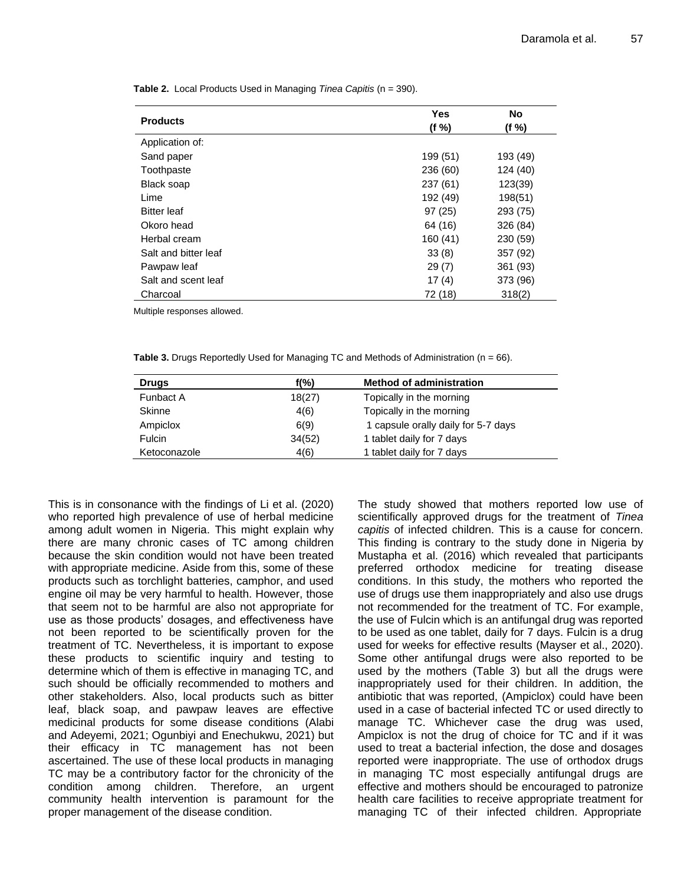**Table 2.** Local Products Used in Managing *Tinea Capitis* (n = 390).

| Products | Yes (f %) | No (f %) |
|---|---|---|
| Application of: | | |
| Sand paper | 199 (51) | 193 (49) |
| Toothpaste | 236 (60) | 124 (40) |
| Black soap | 237 (61) | 123(39) |
| Lime | 192 (49) | 198(51) |
| Bitter leaf | 97 (25) | 293 (75) |
| Okoro head | 64 (16) | 326 (84) |
| Herbal cream | 160 (41) | 230 (59) |
| Salt and bitter leaf | 33 (8) | 357 (92) |
| Pawpaw leaf | 29 (7) | 361 (93) |
| Salt and scent leaf | 17 (4) | 373 (96) |
| Charcoal | 72 (18) | 318(2) |

Multiple responses allowed.

**Table 3.** Drugs Reportedly Used for Managing TC and Methods of Administration (n = 66).

| Drugs | f(%) | Method of administration |
|---|---|---|
| Funbact A | 18(27) | Topically in the morning |
| Skinne | 4(6) | Topically in the morning |
| Ampiclox | 6(9) | 1 capsule orally daily for 5-7 days |
| Fulcin | 34(52) | 1 tablet daily for 7 days |
| Ketoconazole | 4(6) | 1 tablet daily for 7 days |

This is in consonance with the findings of Li et al. (2020) who reported high prevalence of use of herbal medicine among adult women in Nigeria. This might explain why there are many chronic cases of TC among children because the skin condition would not have been treated with appropriate medicine. Aside from this, some of these products such as torchlight batteries, camphor, and used engine oil may be very harmful to health. However, those that seem not to be harmful are also not appropriate for use as those products' dosages, and effectiveness have not been reported to be scientifically proven for the treatment of TC. Nevertheless, it is important to expose these products to scientific inquiry and testing to determine which of them is effective in managing TC, and such should be officially recommended to mothers and other stakeholders. Also, local products such as bitter leaf, black soap, and pawpaw leaves are effective medicinal products for some disease conditions (Alabi and Adeyemi, 2021; Ogunbiyi and Enechukwu, 2021) but their efficacy in TC management has not been ascertained. The use of these local products in managing TC may be a contributory factor for the chronicity of the condition among children. Therefore, an urgent community health intervention is paramount for the proper management of the disease condition.

The study showed that mothers reported low use of scientifically approved drugs for the treatment of *Tinea capitis* of infected children. This is a cause for concern. This finding is contrary to the study done in Nigeria by Mustapha et al. (2016) which revealed that participants preferred orthodox medicine for treating disease conditions. In this study, the mothers who reported the use of drugs use them inappropriately and also use drugs not recommended for the treatment of TC. For example, the use of Fulcin which is an antifungal drug was reported to be used as one tablet, daily for 7 days. Fulcin is a drug used for weeks for effective results (Mayser et al., 2020). Some other antifungal drugs were also reported to be used by the mothers (Table 3) but all the drugs were inappropriately used for their children. In addition, the antibiotic that was reported, (Ampiclox) could have been used in a case of bacterial infected TC or used directly to manage TC. Whichever case the drug was used, Ampiclox is not the drug of choice for TC and if it was used to treat a bacterial infection, the dose and dosages reported were inappropriate. The use of orthodox drugs in managing TC most especially antifungal drugs are effective and mothers should be encouraged to patronize health care facilities to receive appropriate treatment for managing TC of their infected children. Appropriate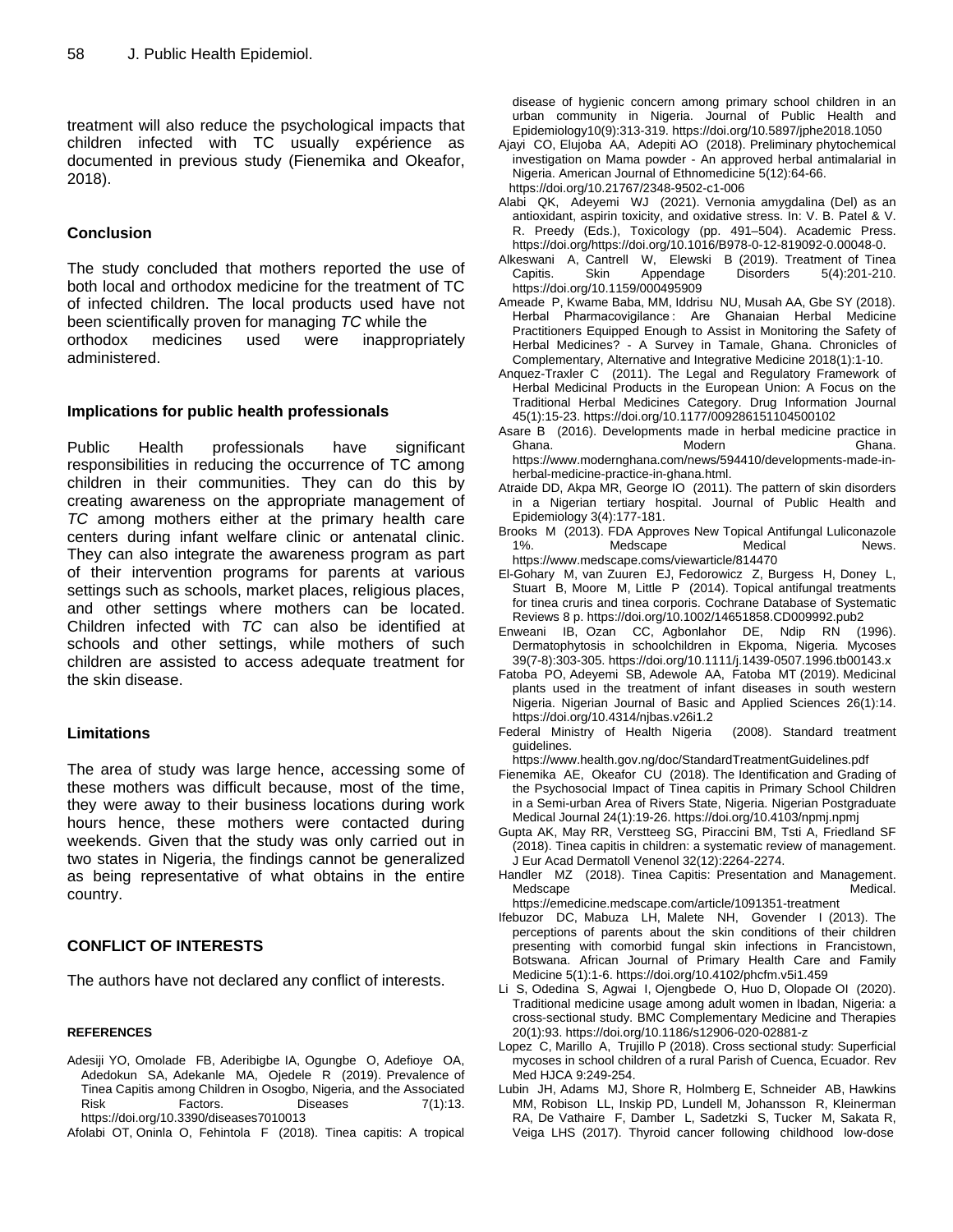treatment will also reduce the psychological impacts that children infected with TC usually expérience as documented in previous study (Fienemika and Okeafor, 2018).

## Conclusion

The study concluded that mothers reported the use of both local and orthodox medicine for the treatment of TC of infected children. The local products used have not been scientifically proven for managing *TC* while the orthodox medicines used were inappropriately administered.

## Implications for public health professionals

Public Health professionals have significant responsibilities in reducing the occurrence of TC among children in their communities. They can do this by creating awareness on the appropriate management of *TC* among mothers either at the primary health care centers during infant welfare clinic or antenatal clinic. They can also integrate the awareness program as part of their intervention programs for parents at various settings such as schools, market places, religious places, and other settings where mothers can be located. Children infected with *TC* can also be identified at schools and other settings, while mothers of such children are assisted to access adequate treatment for the skin disease.

## Limitations

The area of study was large hence, accessing some of these mothers was difficult because, most of the time, they were away to their business locations during work hours hence, these mothers were contacted during weekends. Given that the study was only carried out in two states in Nigeria, the findings cannot be generalized as being representative of what obtains in the entire country.

## CONFLICT OF INTERESTS

The authors have not declared any conflict of interests.

## REFERENCES

Adesiji YO, Omolade FB, Aderibigbe IA, Ogungbe O, Adefioye OA, Adedokun SA, Adekanle MA, Ojedele R (2019). Prevalence of Tinea Capitis among Children in Osogbo, Nigeria, and the Associated Risk Factors. Diseases 7(1):13. https://doi.org/10.3390/diseases7010013

Afolabi OT, Oninla O, Fehintola F (2018). Tinea capitis: A tropical disease of hygienic concern among primary school children in an urban community in Nigeria. Journal of Public Health and Epidemiology10(9):313-319. https://doi.org/10.5897/jphe2018.1050

Ajayi CO, Elujoba AA, Adepiti AO (2018). Preliminary phytochemical investigation on Mama powder - An approved herbal antimalarial in Nigeria. American Journal of Ethnomedicine 5(12):64-66. https://doi.org/10.21767/2348-9502-c1-006

Alabi QK, Adeyemi WJ (2021). Vernonia amygdalina (Del) as an antioxidant, aspirin toxicity, and oxidative stress. In: V. B. Patel & V. R. Preedy (Eds.), Toxicology (pp. 491–504). Academic Press. https://doi.org/https://doi.org/10.1016/B978-0-12-819092-0.00048-0.

Alkeswani A, Cantrell W, Elewski B (2019). Treatment of Tinea Capitis. Skin Appendage Disorders 5(4):201-210. https://doi.org/10.1159/000495909

Ameade P, Kwame Baba, MM, Iddrisu NU, Musah AA, Gbe SY (2018). Herbal Pharmacovigilance : Are Ghanaian Herbal Medicine Practitioners Equipped Enough to Assist in Monitoring the Safety of Herbal Medicines? - A Survey in Tamale, Ghana. Chronicles of Complementary, Alternative and Integrative Medicine 2018(1):1-10.

Anquez-Traxler C (2011). The Legal and Regulatory Framework of Herbal Medicinal Products in the European Union: A Focus on the Traditional Herbal Medicines Category. Drug Information Journal 45(1):15-23. https://doi.org/10.1177/009286151104500102

Asare B (2016). Developments made in herbal medicine practice in Ghana. Modern Ghana. https://www.modernghana.com/news/594410/developments-made-in-herbal-medicine-practice-in-ghana.html.

Atraide DD, Akpa MR, George IO (2011). The pattern of skin disorders in a Nigerian tertiary hospital. Journal of Public Health and Epidemiology 3(4):177-181.

Brooks M (2013). FDA Approves New Topical Antifungal Luliconazole 1%. Medscape Medical News. https://www.medscape.com/viewarticle/814470

El-Gohary M, van Zuuren EJ, Fedorowicz Z, Burgess H, Doney L, Stuart B, Moore M, Little P (2014). Topical antifungal treatments for tinea cruris and tinea corporis. Cochrane Database of Systematic Reviews 8 p. https://doi.org/10.1002/14651858.CD009992.pub2

Enweani IB, Ozan CC, Agbonlahor DE, Ndip RN (1996). Dermatophytosis in schoolchildren in Ekpoma, Nigeria. Mycoses 39(7-8):303-305. https://doi.org/10.1111/j.1439-0507.1996.tb00143.x

Fatoba PO, Adeyemi SB, Adewole AA, Fatoba MT (2019). Medicinal plants used in the treatment of infant diseases in south western Nigeria. Nigerian Journal of Basic and Applied Sciences 26(1):14. https://doi.org/10.4314/njbas.v26i1.2

Federal Ministry of Health Nigeria (2008). Standard treatment guidelines. https://www.health.gov.ng/doc/StandardTreatmentGuidelines.pdf

Fienemika AE, Okeafor CU (2018). The Identification and Grading of the Psychosocial Impact of Tinea capitis in Primary School Children in a Semi-urban Area of Rivers State, Nigeria. Nigerian Postgraduate Medical Journal 24(1):19-26. https://doi.org/10.4103/npmj.npmj

Gupta AK, May RR, Verstteeg SG, Piraccini BM, Tsti A, Friedland SF (2018). Tinea capitis in children: a systematic review of management. J Eur Acad Dermatoll Venenol 32(12):2264-2274.

Handler MZ (2018). Tinea Capitis: Presentation and Management. Medscape Medical. https://emedicine.medscape.com/article/1091351-treatment

Ifebuzor DC, Mabuza LH, Malete NH, Govender I (2013). The perceptions of parents about the skin conditions of their children presenting with comorbid fungal skin infections in Francistown, Botswana. African Journal of Primary Health Care and Family Medicine 5(1):1-6. https://doi.org/10.4102/phcfm.v5i1.459

Li S, Odedina S, Agwai I, Ojengbede O, Huo D, Olopade OI (2020). Traditional medicine usage among adult women in Ibadan, Nigeria: a cross-sectional study. BMC Complementary Medicine and Therapies 20(1):93. https://doi.org/10.1186/s12906-020-02881-z

Lopez C, Marillo A, Trujillo P (2018). Cross sectional study: Superficial mycoses in school children of a rural Parish of Cuenca, Ecuador. Rev Med HJCA 9:249-254.

Lubin JH, Adams MJ, Shore R, Holmberg E, Schneider AB, Hawkins MM, Robison LL, Inskip PD, Lundell M, Johansson R, Kleinerman RA, De Vathaire F, Damber L, Sadetzki S, Tucker M, Sakata R, Veiga LHS (2017). Thyroid cancer following childhood low-dose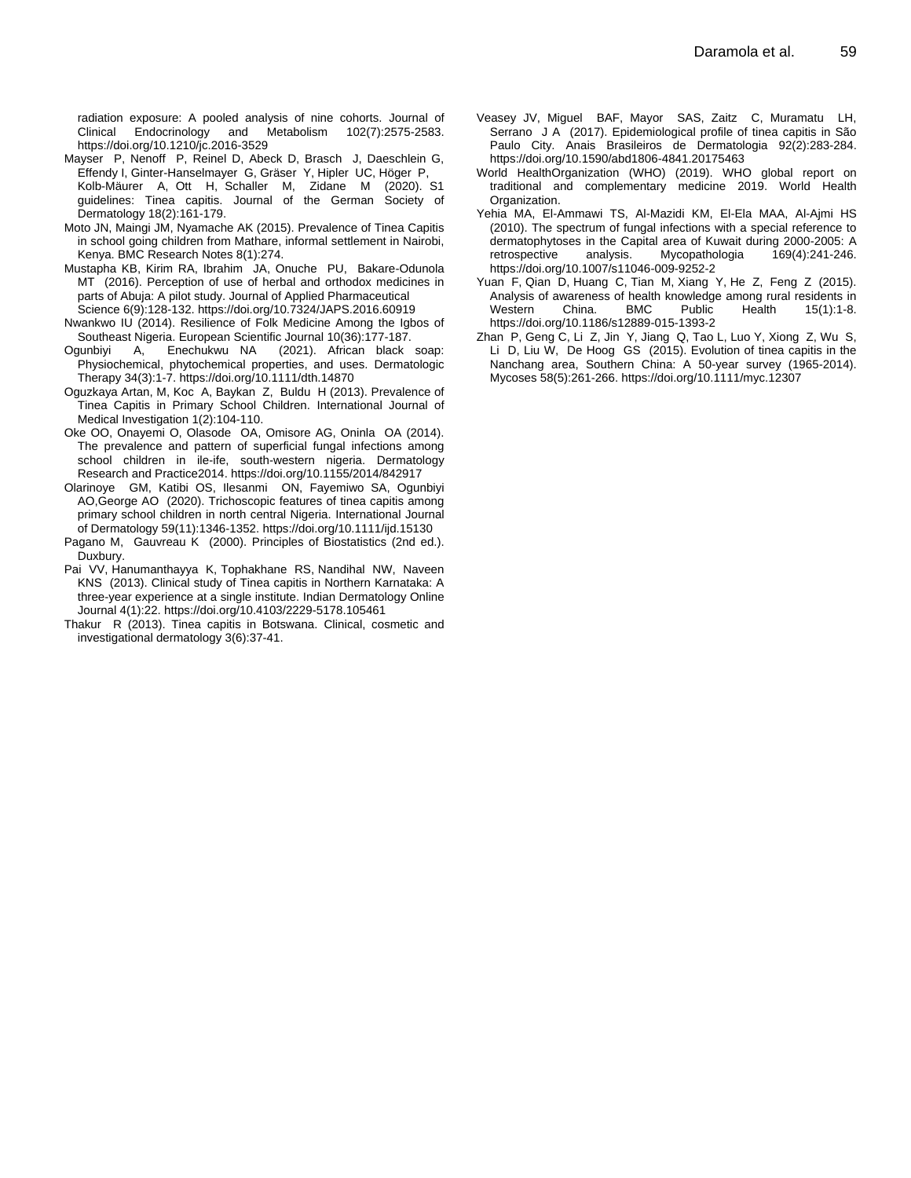radiation exposure: A pooled analysis of nine cohorts. Journal of Clinical Endocrinology and Metabolism 102(7):2575-2583. https://doi.org/10.1210/jc.2016-3529

Mayser P, Nenoff P, Reinel D, Abeck D, Brasch J, Daeschlein G, Effendy I, Ginter-Hanselmayer G, Gräser Y, Hipler UC, Höger P, Kolb-Mäurer A, Ott H, Schaller M, Zidane M (2020). S1 guidelines: Tinea capitis. Journal of the German Society of Dermatology 18(2):161-179.

Moto JN, Maingi JM, Nyamache AK (2015). Prevalence of Tinea Capitis in school going children from Mathare, informal settlement in Nairobi, Kenya. BMC Research Notes 8(1):274.

Mustapha KB, Kirim RA, Ibrahim JA, Onuche PU, Bakare-Odunola MT (2016). Perception of use of herbal and orthodox medicines in parts of Abuja: A pilot study. Journal of Applied Pharmaceutical Science 6(9):128-132. https://doi.org/10.7324/JAPS.2016.60919

Nwankwo IU (2014). Resilience of Folk Medicine Among the Igbos of Southeast Nigeria. European Scientific Journal 10(36):177-187.

Ogunbiyi A, Enechukwu NA (2021). African black soap: Physiochemical, phytochemical properties, and uses. Dermatologic Therapy 34(3):1-7. https://doi.org/10.1111/dth.14870

Oguzkaya Artan, M, Koc A, Baykan Z, Buldu H (2013). Prevalence of Tinea Capitis in Primary School Children. International Journal of Medical Investigation 1(2):104-110.

Oke OO, Onayemi O, Olasode OA, Omisore AG, Oninla OA (2014). The prevalence and pattern of superficial fungal infections among school children in ile-ife, south-western nigeria. Dermatology Research and Practice2014. https://doi.org/10.1155/2014/842917

Olarinoye GM, Katibi OS, Ilesanmi ON, Fayemiwo SA, Ogunbiyi AO,George AO (2020). Trichoscopic features of tinea capitis among primary school children in north central Nigeria. International Journal of Dermatology 59(11):1346-1352. https://doi.org/10.1111/ijd.15130

Pagano M, Gauvreau K (2000). Principles of Biostatistics (2nd ed.). Duxbury.

Pai VV, Hanumanthayya K, Tophakhane RS, Nandihal NW, Naveen KNS (2013). Clinical study of Tinea capitis in Northern Karnataka: A three-year experience at a single institute. Indian Dermatology Online Journal 4(1):22. https://doi.org/10.4103/2229-5178.105461

Thakur R (2013). Tinea capitis in Botswana. Clinical, cosmetic and investigational dermatology 3(6):37-41.

Veasey JV, Miguel BAF, Mayor SAS, Zaitz C, Muramatu LH, Serrano J A (2017). Epidemiological profile of tinea capitis in São Paulo City. Anais Brasileiros de Dermatologia 92(2):283-284. https://doi.org/10.1590/abd1806-4841.20175463

World HealthOrganization (WHO) (2019). WHO global report on traditional and complementary medicine 2019. World Health Organization.

Yehia MA, El-Ammawi TS, Al-Mazidi KM, El-Ela MAA, Al-Ajmi HS (2010). The spectrum of fungal infections with a special reference to dermatophytoses in the Capital area of Kuwait during 2000-2005: A retrospective analysis. Mycopathologia 169(4):241-246. https://doi.org/10.1007/s11046-009-9252-2

Yuan F, Qian D, Huang C, Tian M, Xiang Y, He Z, Feng Z (2015). Analysis of awareness of health knowledge among rural residents in Western China. BMC Public Health 15(1):1-8. https://doi.org/10.1186/s12889-015-1393-2

Zhan P, Geng C, Li Z, Jin Y, Jiang Q, Tao L, Luo Y, Xiong Z, Wu S, Li D, Liu W, De Hoog GS (2015). Evolution of tinea capitis in the Nanchang area, Southern China: A 50-year survey (1965-2014). Mycoses 58(5):261-266. https://doi.org/10.1111/myc.12307